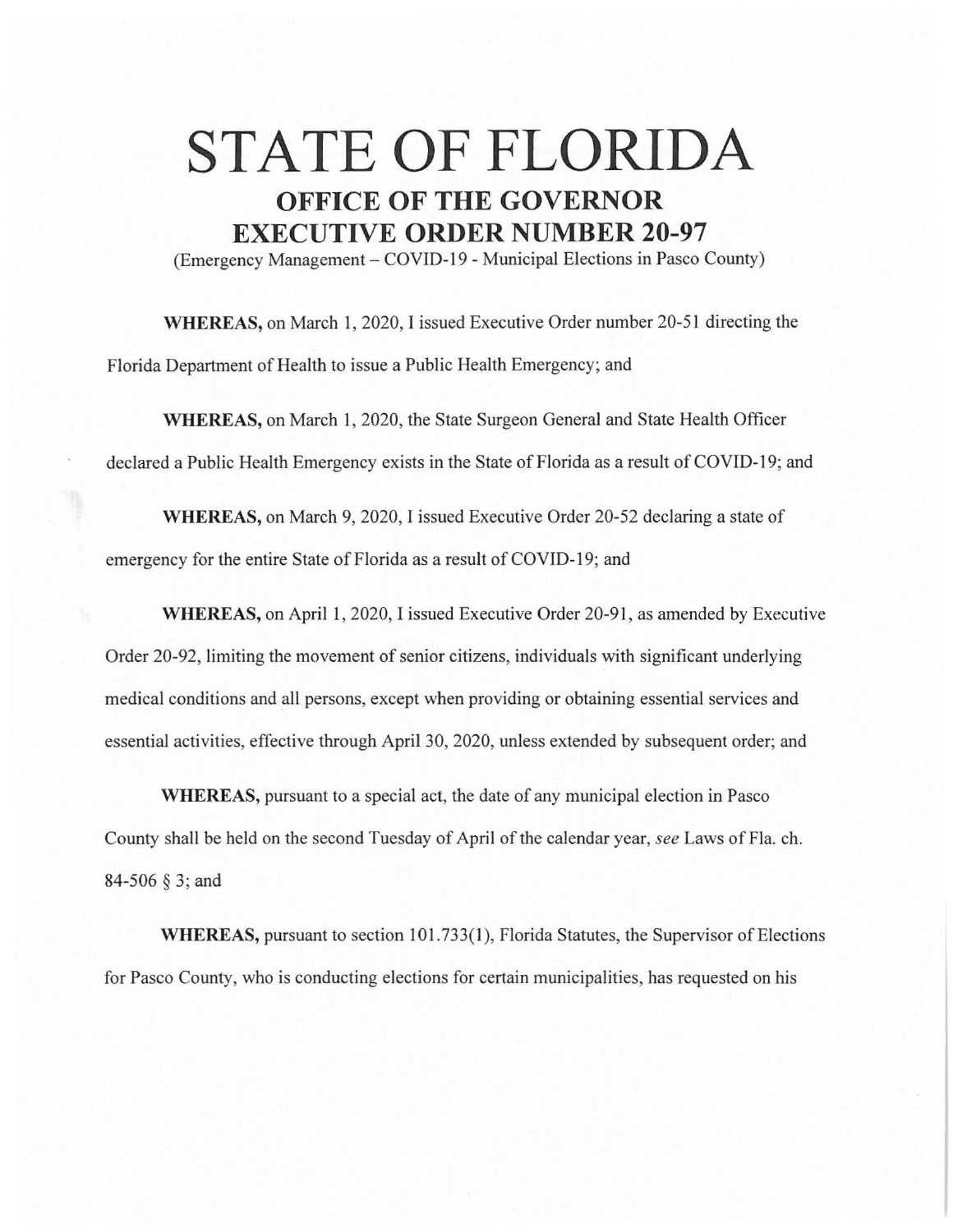# STATE OF FLORIDA

## OFFICE OF THE GOVERNOR

## EXECUTIVE ORDER NUMBER 20-97

(Emergency Management – COVID-19 - Municipal Elections in Pasco County)

**WHEREAS,** on March 1, 2020, I issued Executive Order number 20-51 directing the Florida Department of Health to issue a Public Health Emergency; and

**WHEREAS,** on March 1, 2020, the State Surgeon General and State Health Officer declared a Public Health Emergency exists in the State of Florida as a result of COVID-19; and

**WHEREAS,** on March 9, 2020, I issued Executive Order 20-52 declaring a state of emergency for the entire State of Florida as a result of COVID-19; and

**WHEREAS,** on April 1, 2020, I issued Executive Order 20-91, as amended by Executive Order 20-92, limiting the movement of senior citizens, individuals with significant underlying medical conditions and all persons, except when providing or obtaining essential services and essential activities, effective through April 30, 2020, unless extended by subsequent order; and

**WHEREAS,** pursuant to a special act, the date of any municipal election in Pasco County shall be held on the second Tuesday of April of the calendar year, *see* Laws of Fla. ch. 84-506 § 3; and

**WHEREAS,** pursuant to section 101.733(1), Florida Statutes, the Supervisor of Elections for Pasco County, who is conducting elections for certain municipalities, has requested on his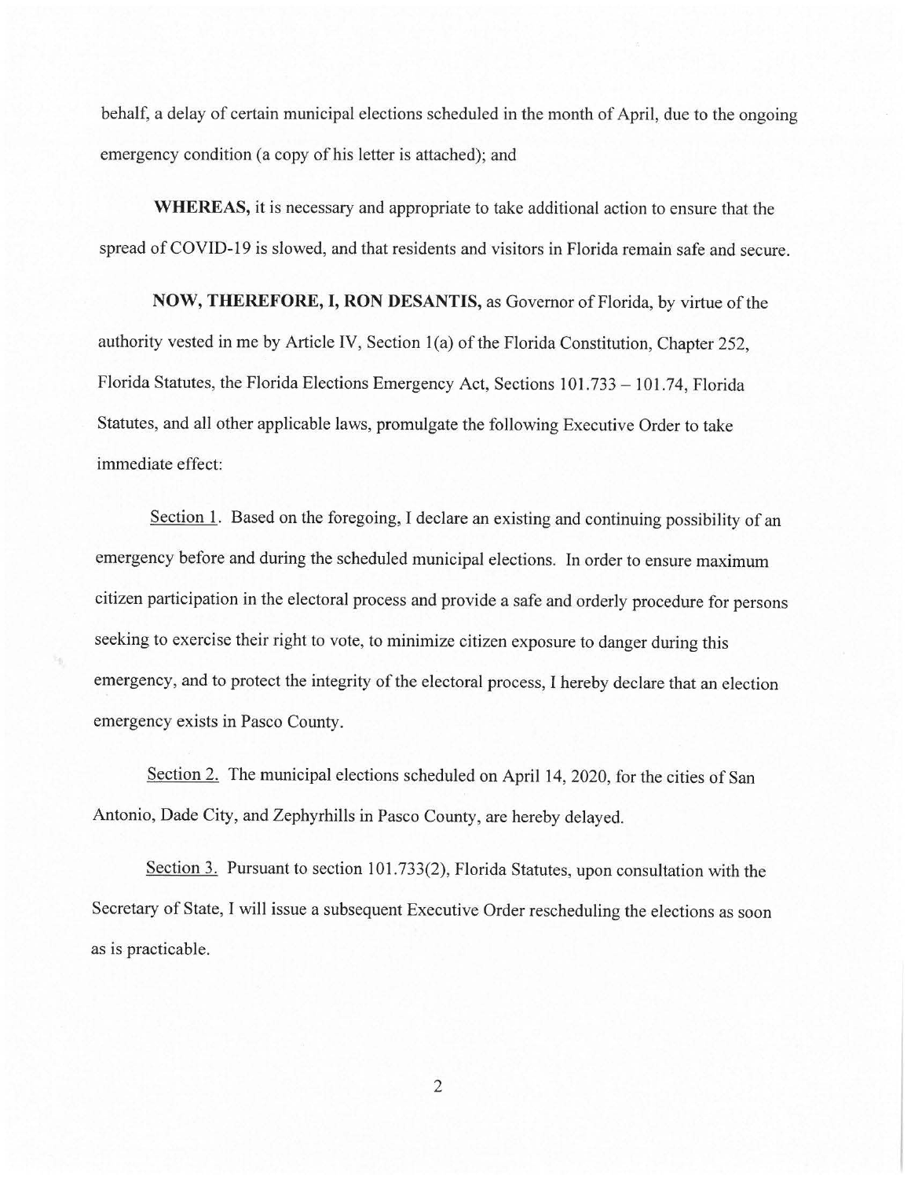behalf, a delay of certain municipal elections scheduled in the month of April, due to the ongoing emergency condition (a copy of his letter is attached); and

**WHEREAS,** it is necessary and appropriate to take additional action to ensure that the spread of COVID-19 is slowed, and that residents and visitors in Florida remain safe and secure.

**NOW, THEREFORE, I, RON DESANTIS,** as Governor of Florida, by virtue of the authority vested in me by Article IV, Section 1(a) of the Florida Constitution, Chapter 252, Florida Statutes, the Florida Elections Emergency Act, Sections 101.733 – 101.74, Florida Statutes, and all other applicable laws, promulgate the following Executive Order to take immediate effect:

Section 1. Based on the foregoing, I declare an existing and continuing possibility of an emergency before and during the scheduled municipal elections. In order to ensure maximum citizen participation in the electoral process and provide a safe and orderly procedure for persons seeking to exercise their right to vote, to minimize citizen exposure to danger during this emergency, and to protect the integrity of the electoral process, I hereby declare that an election emergency exists in Pasco County.

Section 2. The municipal elections scheduled on April 14, 2020, for the cities of San Antonio, Dade City, and Zephyrhills in Pasco County, are hereby delayed.

Section 3. Pursuant to section 101.733(2), Florida Statutes, upon consultation with the Secretary of State, I will issue a subsequent Executive Order rescheduling the elections as soon as is practicable.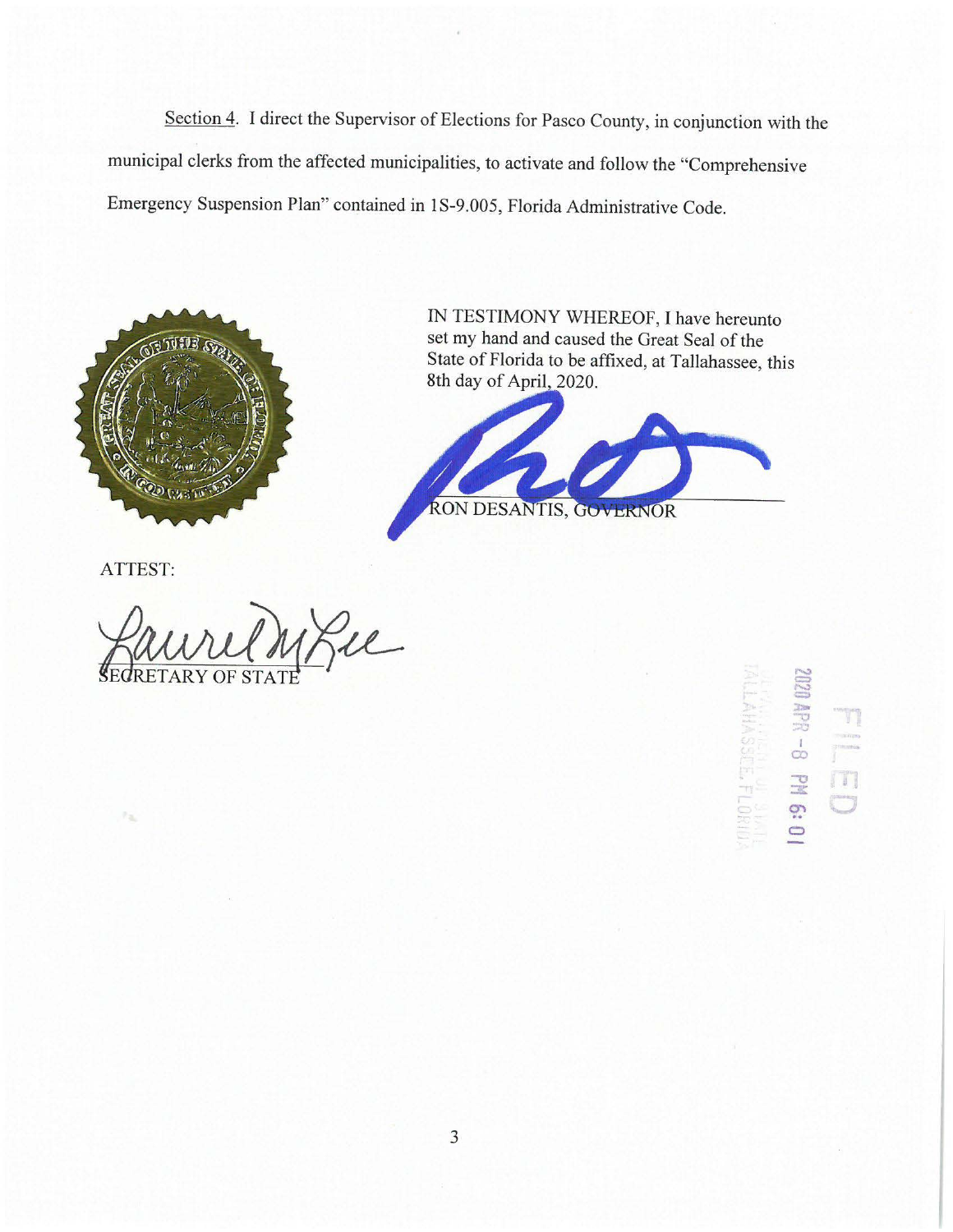Section 4. I direct the Supervisor of Elections for Pasco County, in conjunction with the municipal clerks from the affected municipalities, to activate and follow the "Comprehensive Emergency Suspension Plan" contained in 1S-9.005, Florida Administrative Code.

IN TESTIMONY WHEREOF, I have hereunto set my hand and caused the Great Seal of the State of Florida to be affixed, at Tallahassee, this 8th day of April, 2020.

RON DESANTIS, GOVERNOR

ATTEST:

SECRETARY OF STATE

FILED

2020 APR -8 PM 6:01

DEPARTMENT OF STATE
TALLAHASSEE, FLORIDA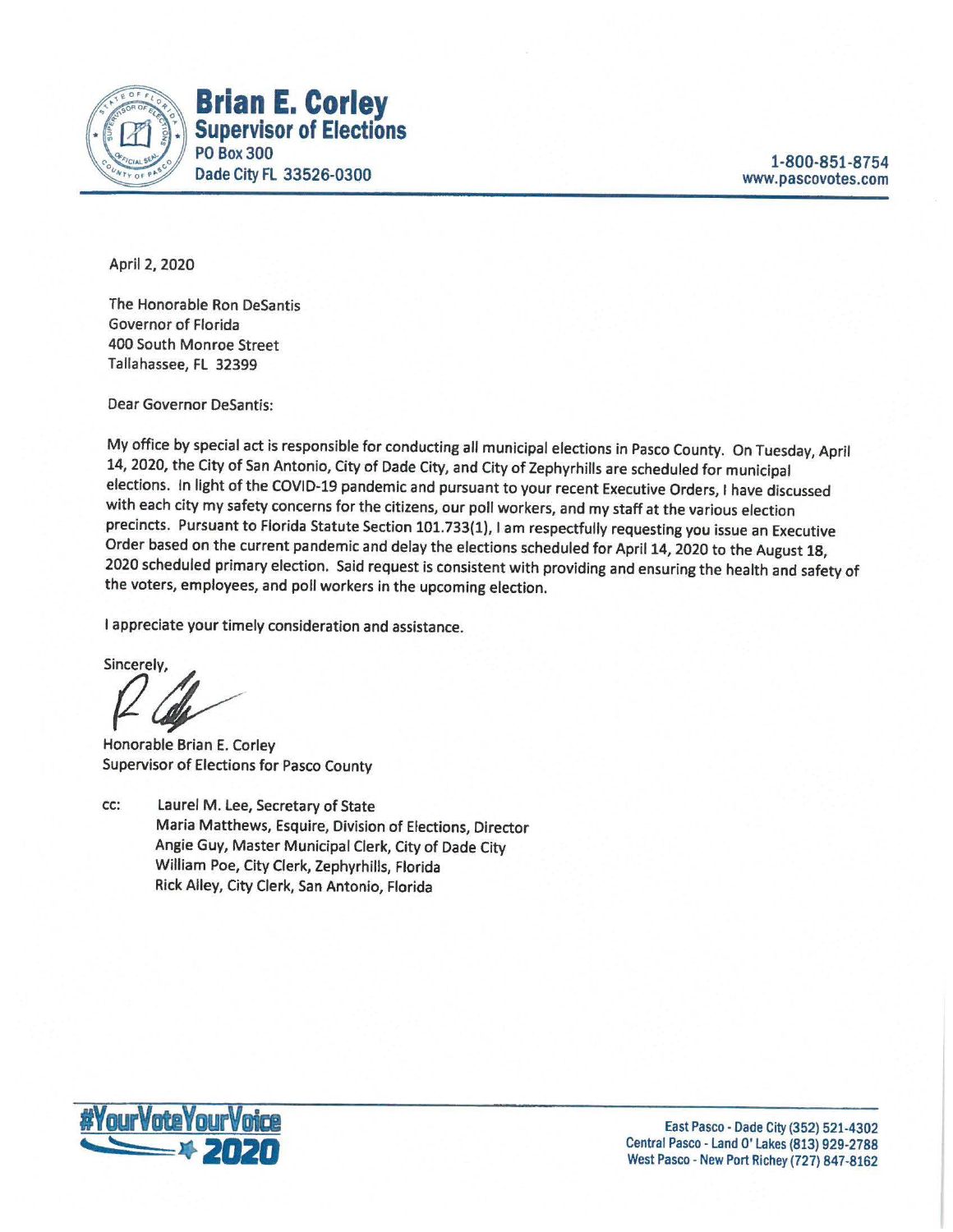# Brian E. Corley
## Supervisor of Elections

PO Box 300
Dade City FL 33526-0300

1-800-851-8754
www.pascovotes.com

April 2, 2020

The Honorable Ron DeSantis
Governor of Florida
400 South Monroe Street
Tallahassee, FL 32399

Dear Governor DeSantis:

My office by special act is responsible for conducting all municipal elections in Pasco County. On Tuesday, April 14, 2020, the City of San Antonio, City of Dade City, and City of Zephyrhills are scheduled for municipal elections. In light of the COVID-19 pandemic and pursuant to your recent Executive Orders, I have discussed with each city my safety concerns for the citizens, our poll workers, and my staff at the various election precincts. Pursuant to Florida Statute Section 101.733(1), I am respectfully requesting you issue an Executive Order based on the current pandemic and delay the elections scheduled for April 14, 2020 to the August 18, 2020 scheduled primary election. Said request is consistent with providing and ensuring the health and safety of the voters, employees, and poll workers in the upcoming election.

I appreciate your timely consideration and assistance.

Sincerely,

Honorable Brian E. Corley
Supervisor of Elections for Pasco County

cc: Laurel M. Lee, Secretary of State
Maria Matthews, Esquire, Division of Elections, Director
Angie Guy, Master Municipal Clerk, City of Dade City
William Poe, City Clerk, Zephyrhills, Florida
Rick Alley, City Clerk, San Antonio, Florida

#YourVoteYourVoice 2020

East Pasco - Dade City (352) 521-4302
Central Pasco - Land O' Lakes (813) 929-2788
West Pasco - New Port Richey (727) 847-8162